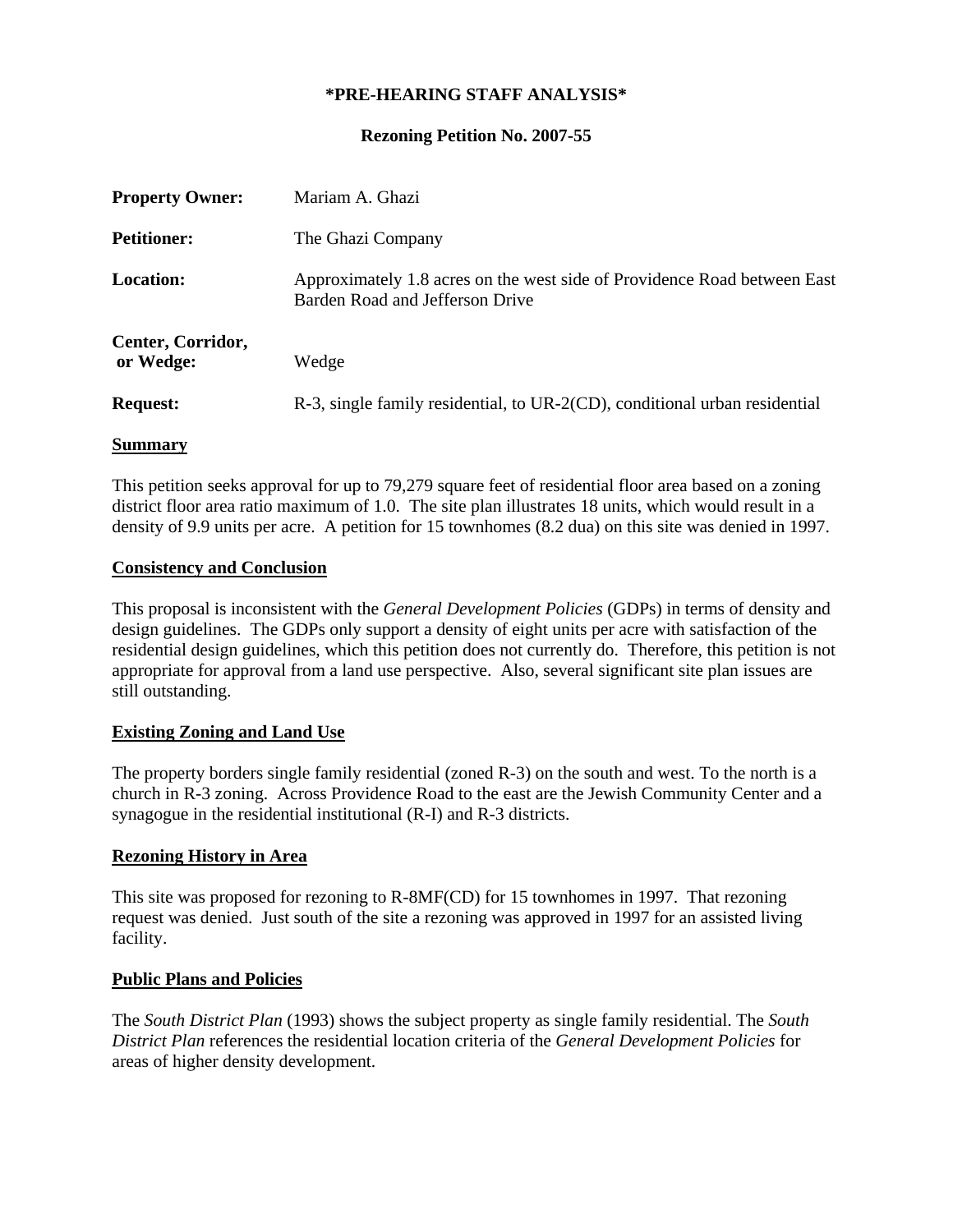**\*PRE-HEARING STAFF ANALYSIS\***

**Rezoning Petition No. 2007-55**

**Property Owner:** Mariam A. Ghazi

**Petitioner:** The Ghazi Company

**Location:** Approximately 1.8 acres on the west side of Providence Road between East Barden Road and Jefferson Drive

**Center, Corridor, or Wedge:** Wedge

**Request:** R-3, single family residential, to UR-2(CD), conditional urban residential

## Summary

This petition seeks approval for up to 79,279 square feet of residential floor area based on a zoning district floor area ratio maximum of 1.0. The site plan illustrates 18 units, which would result in a density of 9.9 units per acre. A petition for 15 townhomes (8.2 dua) on this site was denied in 1997.

## Consistency and Conclusion

This proposal is inconsistent with the *General Development Policies* (GDPs) in terms of density and design guidelines. The GDPs only support a density of eight units per acre with satisfaction of the residential design guidelines, which this petition does not currently do. Therefore, this petition is not appropriate for approval from a land use perspective. Also, several significant site plan issues are still outstanding.

## Existing Zoning and Land Use

The property borders single family residential (zoned R-3) on the south and west. To the north is a church in R-3 zoning. Across Providence Road to the east are the Jewish Community Center and a synagogue in the residential institutional (R-I) and R-3 districts.

## Rezoning History in Area

This site was proposed for rezoning to R-8MF(CD) for 15 townhomes in 1997. That rezoning request was denied. Just south of the site a rezoning was approved in 1997 for an assisted living facility.

## Public Plans and Policies

The *South District Plan* (1993) shows the subject property as single family residential. The *South District Plan* references the residential location criteria of the *General Development Policies* for areas of higher density development.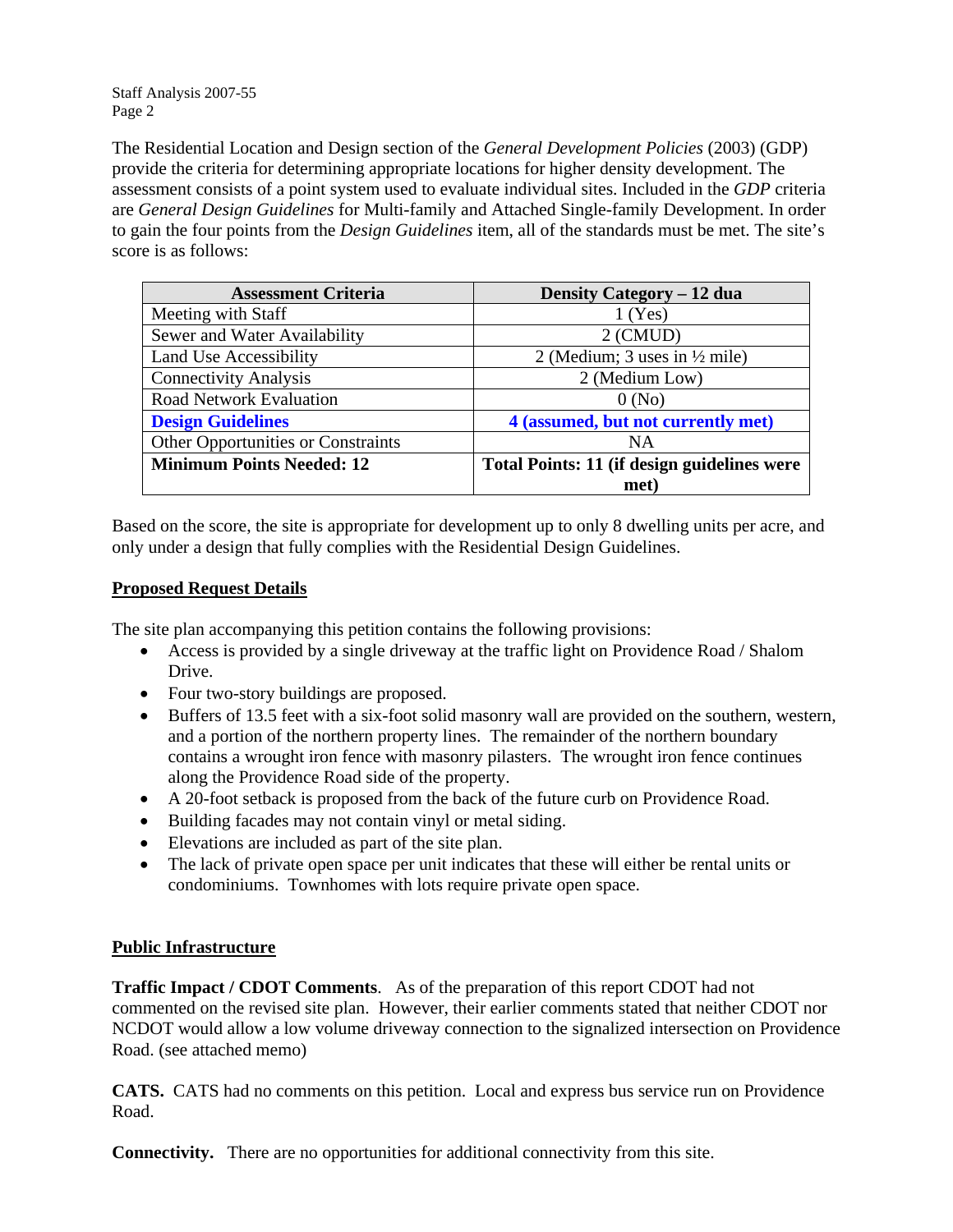The Residential Location and Design section of the *General Development Policies* (2003) (GDP) provide the criteria for determining appropriate locations for higher density development. The assessment consists of a point system used to evaluate individual sites. Included in the *GDP* criteria are *General Design Guidelines* for Multi-family and Attached Single-family Development. In order to gain the four points from the *Design Guidelines* item, all of the standards must be met. The site's score is as follows:

| **Assessment Criteria** | **Density Category – 12 dua** |
|---|---|
| Meeting with Staff | 1 (Yes) |
| Sewer and Water Availability | 2 (CMUD) |
| Land Use Accessibility | 2 (Medium; 3 uses in ½ mile) |
| Connectivity Analysis | 2 (Medium Low) |
| Road Network Evaluation | 0 (No) |
| **Design Guidelines** | **4 (assumed, but not currently met)** |
| Other Opportunities or Constraints | NA |
| **Minimum Points Needed: 12** | **Total Points: 11 (if design guidelines were met)** |

Based on the score, the site is appropriate for development up to only 8 dwelling units per acre, and only under a design that fully complies with the Residential Design Guidelines.

## Proposed Request Details

The site plan accompanying this petition contains the following provisions:

- Access is provided by a single driveway at the traffic light on Providence Road / Shalom Drive.
- Four two-story buildings are proposed.
- Buffers of 13.5 feet with a six-foot solid masonry wall are provided on the southern, western, and a portion of the northern property lines. The remainder of the northern boundary contains a wrought iron fence with masonry pilasters. The wrought iron fence continues along the Providence Road side of the property.
- A 20-foot setback is proposed from the back of the future curb on Providence Road.
- Building facades may not contain vinyl or metal siding.
- Elevations are included as part of the site plan.
- The lack of private open space per unit indicates that these will either be rental units or condominiums. Townhomes with lots require private open space.

## Public Infrastructure

**Traffic Impact / CDOT Comments**. As of the preparation of this report CDOT had not commented on the revised site plan. However, their earlier comments stated that neither CDOT nor NCDOT would allow a low volume driveway connection to the signalized intersection on Providence Road. (see attached memo)

**CATS.** CATS had no comments on this petition. Local and express bus service run on Providence Road.

**Connectivity.** There are no opportunities for additional connectivity from this site.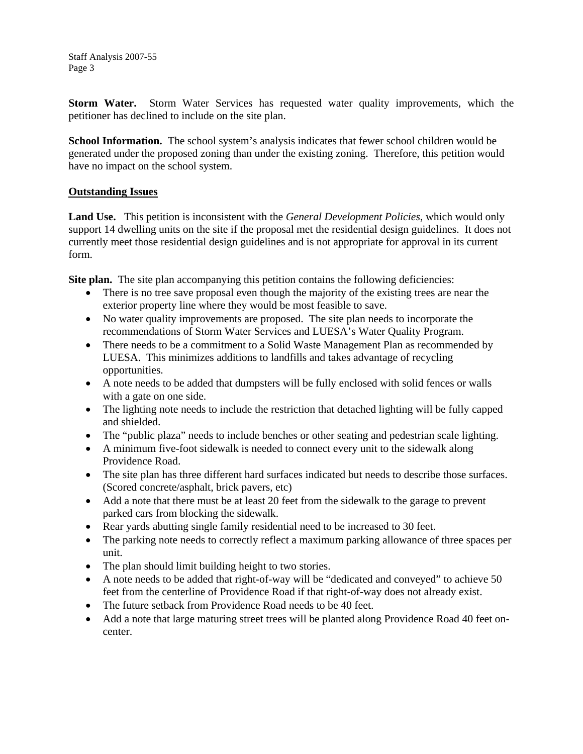**Storm Water.** Storm Water Services has requested water quality improvements, which the petitioner has declined to include on the site plan.

**School Information.** The school system's analysis indicates that fewer school children would be generated under the proposed zoning than under the existing zoning. Therefore, this petition would have no impact on the school system.

## Outstanding Issues

**Land Use.** This petition is inconsistent with the *General Development Policies*, which would only support 14 dwelling units on the site if the proposal met the residential design guidelines. It does not currently meet those residential design guidelines and is not appropriate for approval in its current form.

**Site plan.** The site plan accompanying this petition contains the following deficiencies:

- There is no tree save proposal even though the majority of the existing trees are near the exterior property line where they would be most feasible to save.
- No water quality improvements are proposed. The site plan needs to incorporate the recommendations of Storm Water Services and LUESA's Water Quality Program.
- There needs to be a commitment to a Solid Waste Management Plan as recommended by LUESA. This minimizes additions to landfills and takes advantage of recycling opportunities.
- A note needs to be added that dumpsters will be fully enclosed with solid fences or walls with a gate on one side.
- The lighting note needs to include the restriction that detached lighting will be fully capped and shielded.
- The "public plaza" needs to include benches or other seating and pedestrian scale lighting.
- A minimum five-foot sidewalk is needed to connect every unit to the sidewalk along Providence Road.
- The site plan has three different hard surfaces indicated but needs to describe those surfaces. (Scored concrete/asphalt, brick pavers, etc)
- Add a note that there must be at least 20 feet from the sidewalk to the garage to prevent parked cars from blocking the sidewalk.
- Rear yards abutting single family residential need to be increased to 30 feet.
- The parking note needs to correctly reflect a maximum parking allowance of three spaces per unit.
- The plan should limit building height to two stories.
- A note needs to be added that right-of-way will be "dedicated and conveyed" to achieve 50 feet from the centerline of Providence Road if that right-of-way does not already exist.
- The future setback from Providence Road needs to be 40 feet.
- Add a note that large maturing street trees will be planted along Providence Road 40 feet on-center.